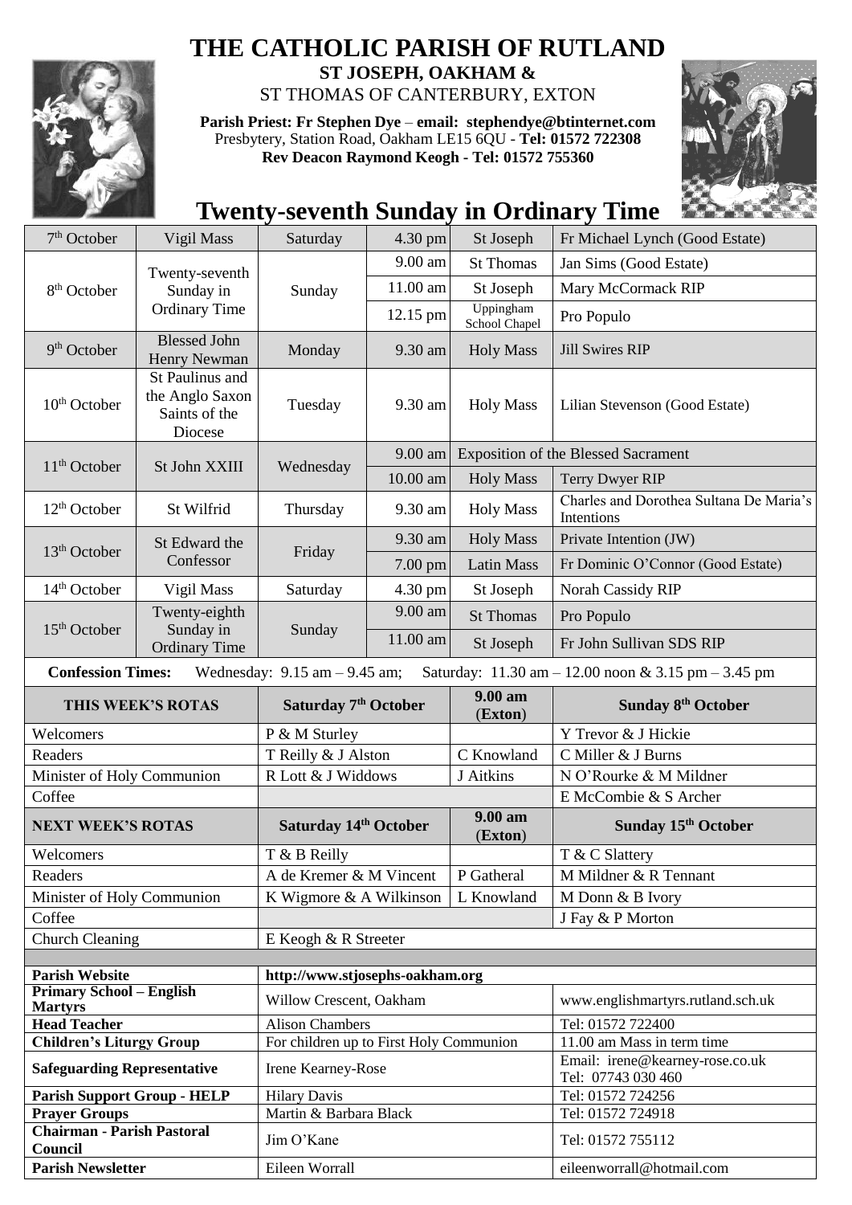# THE CATHOLIC PARISH OF RUTLAND

## ST JOSEPH, OAKHAM &

ST THOMAS OF CANTERBURY, EXTON

**Parish Priest: Fr Stephen Dye** – **email: stephendye@btinternet.com**
Presbytery, Station Road, Oakham LE15 6QU - **Tel: 01572 722308**
**Rev Deacon Raymond Keogh - Tel: 01572 755360**

# Twenty-seventh Sunday in Ordinary Time

| | | | | | |
|---|---|---|---|---|---|
| 7th October | Vigil Mass | Saturday | 4.30 pm | St Joseph | Fr Michael Lynch (Good Estate) |
| 8th October | Twenty-seventh Sunday in Ordinary Time | Sunday | 9.00 am | St Thomas | Jan Sims (Good Estate) |
| | | | 11.00 am | St Joseph | Mary McCormack RIP |
| | | | 12.15 pm | Uppingham School Chapel | Pro Populo |
| 9th October | Blessed John Henry Newman | Monday | 9.30 am | Holy Mass | Jill Swires RIP |
| 10th October | St Paulinus and the Anglo Saxon Saints of the Diocese | Tuesday | 9.30 am | Holy Mass | Lilian Stevenson (Good Estate) |
| 11th October | St John XXIII | Wednesday | 9.00 am | Exposition of the Blessed Sacrament | |
| | | | 10.00 am | Holy Mass | Terry Dwyer RIP |
| 12th October | St Wilfrid | Thursday | 9.30 am | Holy Mass | Charles and Dorothea Sultana De Maria's Intentions |
| 13th October | St Edward the Confessor | Friday | 9.30 am | Holy Mass | Private Intention (JW) |
| | | | 7.00 pm | Latin Mass | Fr Dominic O'Connor (Good Estate) |
| 14th October | Vigil Mass | Saturday | 4.30 pm | St Joseph | Norah Cassidy RIP |
| 15th October | Twenty-eighth Sunday in Ordinary Time | Sunday | 9.00 am | St Thomas | Pro Populo |
| | | | 11.00 am | St Joseph | Fr John Sullivan SDS RIP |

**Confession Times:** Wednesday: 9.15 am – 9.45 am; Saturday: 11.30 am – 12.00 noon & 3.15 pm – 3.45 pm

| THIS WEEK'S ROTAS | Saturday 7th October | 9.00 am (Exton) | Sunday 8th October |
|---|---|---|---|
| Welcomers | P & M Sturley | | Y Trevor & J Hickie |
| Readers | T Reilly & J Alston | C Knowland | C Miller & J Burns |
| Minister of Holy Communion | R Lott & J Widdows | J Aitkins | N O'Rourke & M Mildner |
| Coffee | | | E McCombie & S Archer |
| **NEXT WEEK'S ROTAS** | **Saturday 14th October** | **9.00 am (Exton)** | **Sunday 15th October** |
| Welcomers | T & B Reilly | | T & C Slattery |
| Readers | A de Kremer & M Vincent | P Gatheral | M Mildner & R Tennant |
| Minister of Holy Communion | K Wigmore & A Wilkinson | L Knowland | M Donn & B Ivory |
| Coffee | | | J Fay & P Morton |
| Church Cleaning | E Keogh & R Streeter | | |

| | | |
|---|---|---|
| **Parish Website** | http://www.stjosephs-oakham.org | |
| **Primary School – English Martyrs** | Willow Crescent, Oakham | www.englishmartyrs.rutland.sch.uk |
| **Head Teacher** | Alison Chambers | Tel: 01572 722400 |
| **Children's Liturgy Group** | For children up to First Holy Communion | 11.00 am Mass in term time |
| **Safeguarding Representative** | Irene Kearney-Rose | Email: irene@kearney-rose.co.uk Tel: 07743 030 460 |
| **Parish Support Group - HELP** | Hilary Davis | Tel: 01572 724256 |
| **Prayer Groups** | Martin & Barbara Black | Tel: 01572 724918 |
| **Chairman - Parish Pastoral Council** | Jim O'Kane | Tel: 01572 755112 |
| **Parish Newsletter** | Eileen Worrall | eileenworrall@hotmail.com |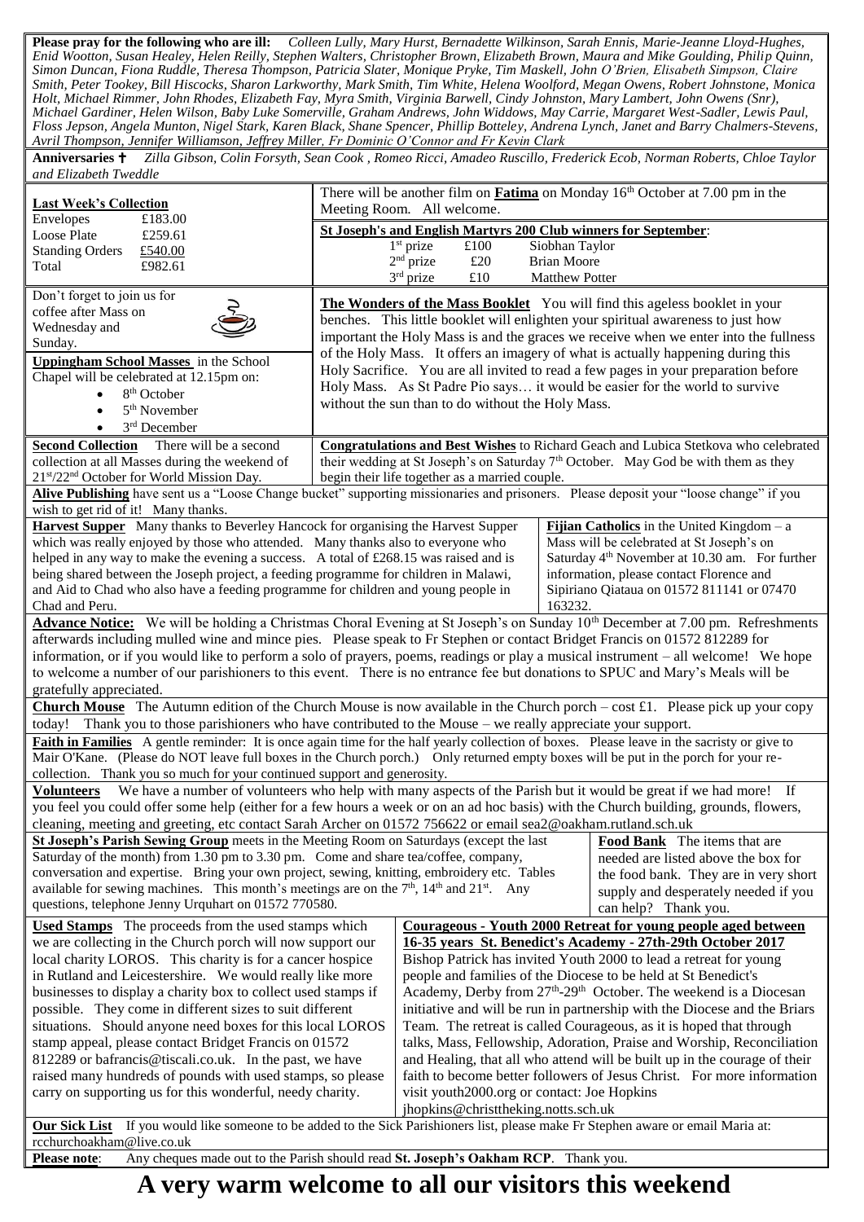**Please pray for the following who are ill:** *Colleen Lully, Mary Hurst, Bernadette Wilkinson, Sarah Ennis, Marie-Jeanne Lloyd-Hughes, Enid Wootton, Susan Healey, Helen Reilly, Stephen Walters, Christopher Brown, Elizabeth Brown, Maura and Mike Goulding, Philip Quinn, Simon Duncan, Fiona Ruddle, Theresa Thompson, Patricia Slater, Monique Pryke, Tim Maskell, John O'Brien, Elisabeth Simpson, Claire Smith, Peter Tookey, Bill Hiscocks, Sharon Larkworthy, Mark Smith, Tim White, Helena Woolford, Megan Owens, Robert Johnstone, Monica Holt, Michael Rimmer, John Rhodes, Elizabeth Fay, Myra Smith, Virginia Barwell, Cindy Johnston, Mary Lambert, John Owens (Snr), Michael Gardiner, Helen Wilson, Baby Luke Somerville, Graham Andrews, John Widdows, May Carrie, Margaret West-Sadler, Lewis Paul, Floss Jepson, Angela Munton, Nigel Stark, Karen Black, Shane Spencer, Phillip Botteley, Andrena Lynch, Janet and Barry Chalmers-Stevens, Avril Thompson, Jennifer Williamson, Jeffrey Miller, Fr Dominic O'Connor and Fr Kevin Clark*

**Anniversaries ✝** *Zilla Gibson, Colin Forsyth, Sean Cook , Romeo Ricci, Amadeo Ruscillo, Frederick Ecob, Norman Roberts, Chloe Taylor and Elizabeth Tweddle*

**Last Week's Collection**

| | |
|---|---|
| Envelopes | £183.00 |
| Loose Plate | £259.61 |
| Standing Orders | £540.00 |
| Total | £982.61 |

There will be another film on **Fatima** on Monday 16th October at 7.00 pm in the Meeting Room. All welcome.

**St Joseph's and English Martyrs 200 Club winners for September**:

| | | |
|---|---|---|
| 1st prize | £100 | Siobhan Taylor |
| 2nd prize | £20 | Brian Moore |
| 3rd prize | £10 | Matthew Potter |

Don't forget to join us for coffee after Mass on Wednesday and Sunday.

**Uppingham School Masses** in the School Chapel will be celebrated at 12.15pm on:

- 8th October
- 5th November
- 3rd December

**The Wonders of the Mass Booklet** You will find this ageless booklet in your benches. This little booklet will enlighten your spiritual awareness to just how important the Holy Mass is and the graces we receive when we enter into the fullness of the Holy Mass. It offers an imagery of what is actually happening during this Holy Sacrifice. You are all invited to read a few pages in your preparation before Holy Mass. As St Padre Pio says… it would be easier for the world to survive without the sun than to do without the Holy Mass.

**Second Collection** There will be a second collection at all Masses during the weekend of 21st/22nd October for World Mission Day.

**Congratulations and Best Wishes** to Richard Geach and Lubica Stetkova who celebrated their wedding at St Joseph's on Saturday 7th October. May God be with them as they begin their life together as a married couple.

**Alive Publishing** have sent us a "Loose Change bucket" supporting missionaries and prisoners. Please deposit your "loose change" if you wish to get rid of it! Many thanks.

**Harvest Supper** Many thanks to Beverley Hancock for organising the Harvest Supper which was really enjoyed by those who attended. Many thanks also to everyone who helped in any way to make the evening a success. A total of £268.15 was raised and is being shared between the Joseph project, a feeding programme for children in Malawi, and Aid to Chad who also have a feeding programme for children and young people in Chad and Peru.

**Fijian Catholics** in the United Kingdom – a Mass will be celebrated at St Joseph's on Saturday 4th November at 10.30 am. For further information, please contact Florence and Sipiriano Qiataua on 01572 811141 or 07470 163232.

**Advance Notice:** We will be holding a Christmas Choral Evening at St Joseph's on Sunday 10th December at 7.00 pm. Refreshments afterwards including mulled wine and mince pies. Please speak to Fr Stephen or contact Bridget Francis on 01572 812289 for information, or if you would like to perform a solo of prayers, poems, readings or play a musical instrument – all welcome! We hope to welcome a number of our parishioners to this event. There is no entrance fee but donations to SPUC and Mary's Meals will be gratefully appreciated.

**Church Mouse** The Autumn edition of the Church Mouse is now available in the Church porch – cost £1. Please pick up your copy today! Thank you to those parishioners who have contributed to the Mouse – we really appreciate your support.

**Faith in Families** A gentle reminder: It is once again time for the half yearly collection of boxes. Please leave in the sacristy or give to Mair O'Kane. (Please do NOT leave full boxes in the Church porch.) Only returned empty boxes will be put in the porch for your re-collection. Thank you so much for your continued support and generosity.

**Volunteers** We have a number of volunteers who help with many aspects of the Parish but it would be great if we had more! If you feel you could offer some help (either for a few hours a week or on an ad hoc basis) with the Church building, grounds, flowers, cleaning, meeting and greeting, etc contact Sarah Archer on 01572 756622 or email sea2@oakham.rutland.sch.uk

**St Joseph's Parish Sewing Group** meets in the Meeting Room on Saturdays (except the last Saturday of the month) from 1.30 pm to 3.30 pm. Come and share tea/coffee, company, conversation and expertise. Bring your own project, sewing, knitting, embroidery etc. Tables available for sewing machines. This month's meetings are on the 7th, 14th and 21st. Any questions, telephone Jenny Urquhart on 01572 770580.

**Food Bank** The items that are needed are listed above the box for the food bank. They are in very short supply and desperately needed if you can help? Thank you.

**Used Stamps** The proceeds from the used stamps which we are collecting in the Church porch will now support our local charity LOROS. This charity is for a cancer hospice in Rutland and Leicestershire. We would really like more businesses to display a charity box to collect used stamps if possible. They come in different sizes to suit different situations. Should anyone need boxes for this local LOROS stamp appeal, please contact Bridget Francis on 01572 812289 or bafrancis@tiscali.co.uk. In the past, we have raised many hundreds of pounds with used stamps, so please carry on supporting us for this wonderful, needy charity.

**Courageous - Youth 2000 Retreat for young people aged between 16-35 years St. Benedict's Academy - 27th-29th October 2017**
Bishop Patrick has invited Youth 2000 to lead a retreat for young people and families of the Diocese to be held at St Benedict's Academy, Derby from 27th-29th October. The weekend is a Diocesan initiative and will be run in partnership with the Diocese and the Briars Team. The retreat is called Courageous, as it is hoped that through talks, Mass, Fellowship, Adoration, Praise and Worship, Reconciliation and Healing, that all who attend will be built up in the courage of their faith to become better followers of Jesus Christ. For more information visit youth2000.org or contact: Joe Hopkins jhopkins@christtheking.notts.sch.uk

**Our Sick List** If you would like someone to be added to the Sick Parishioners list, please make Fr Stephen aware or email Maria at: rcchurchoakham@live.co.uk

**Please note**: Any cheques made out to the Parish should read **St. Joseph's Oakham RCP**. Thank you.

# A very warm welcome to all our visitors this weekend